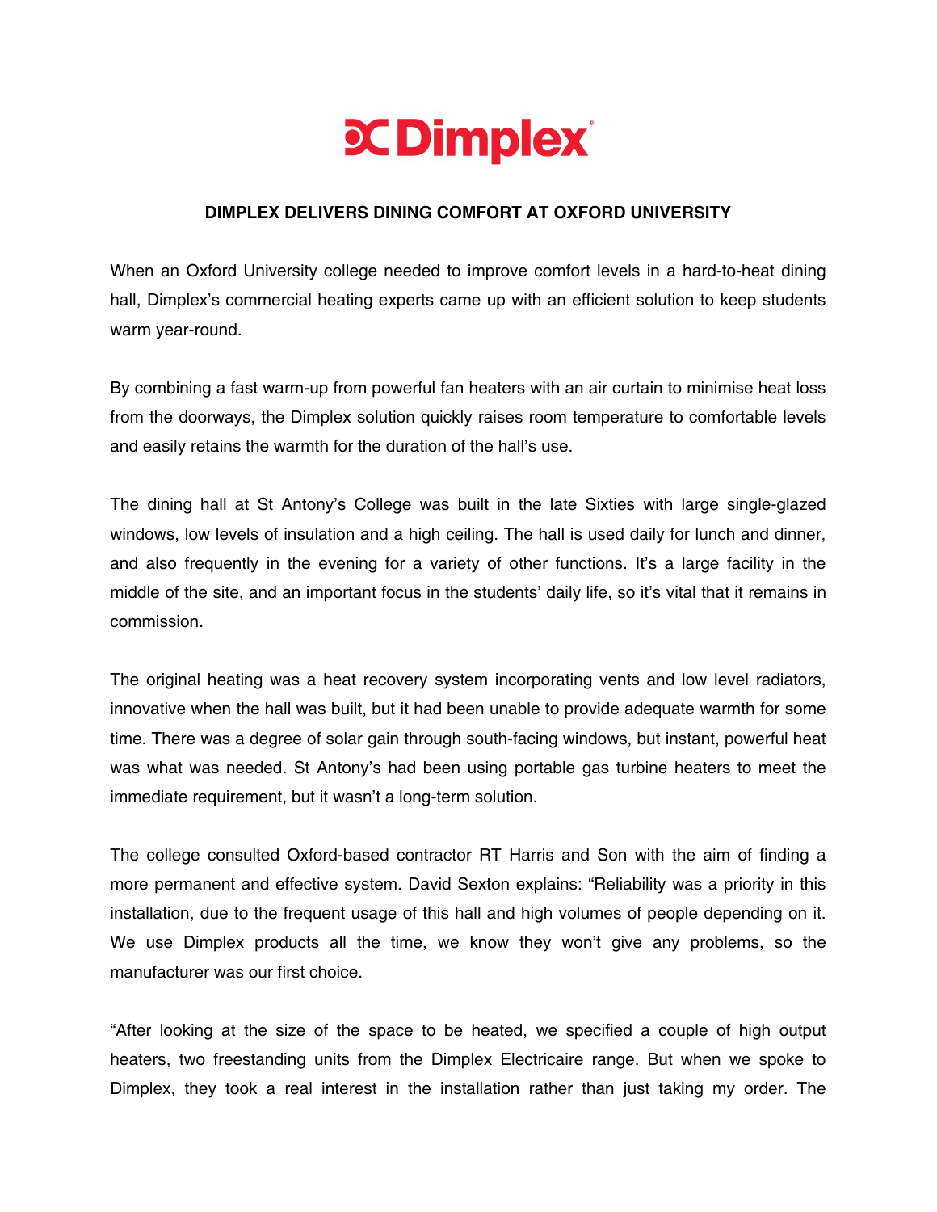Dimplex

# DIMPLEX DELIVERS DINING COMFORT AT OXFORD UNIVERSITY

When an Oxford University college needed to improve comfort levels in a hard-to-heat dining hall, Dimplex's commercial heating experts came up with an efficient solution to keep students warm year-round.

By combining a fast warm-up from powerful fan heaters with an air curtain to minimise heat loss from the doorways, the Dimplex solution quickly raises room temperature to comfortable levels and easily retains the warmth for the duration of the hall's use.

The dining hall at St Antony's College was built in the late Sixties with large single-glazed windows, low levels of insulation and a high ceiling. The hall is used daily for lunch and dinner, and also frequently in the evening for a variety of other functions. It's a large facility in the middle of the site, and an important focus in the students' daily life, so it's vital that it remains in commission.

The original heating was a heat recovery system incorporating vents and low level radiators, innovative when the hall was built, but it had been unable to provide adequate warmth for some time. There was a degree of solar gain through south-facing windows, but instant, powerful heat was what was needed. St Antony's had been using portable gas turbine heaters to meet the immediate requirement, but it wasn't a long-term solution.

The college consulted Oxford-based contractor RT Harris and Son with the aim of finding a more permanent and effective system. David Sexton explains: "Reliability was a priority in this installation, due to the frequent usage of this hall and high volumes of people depending on it. We use Dimplex products all the time, we know they won't give any problems, so the manufacturer was our first choice.

"After looking at the size of the space to be heated, we specified a couple of high output heaters, two freestanding units from the Dimplex Electricaire range. But when we spoke to Dimplex, they took a real interest in the installation rather than just taking my order. The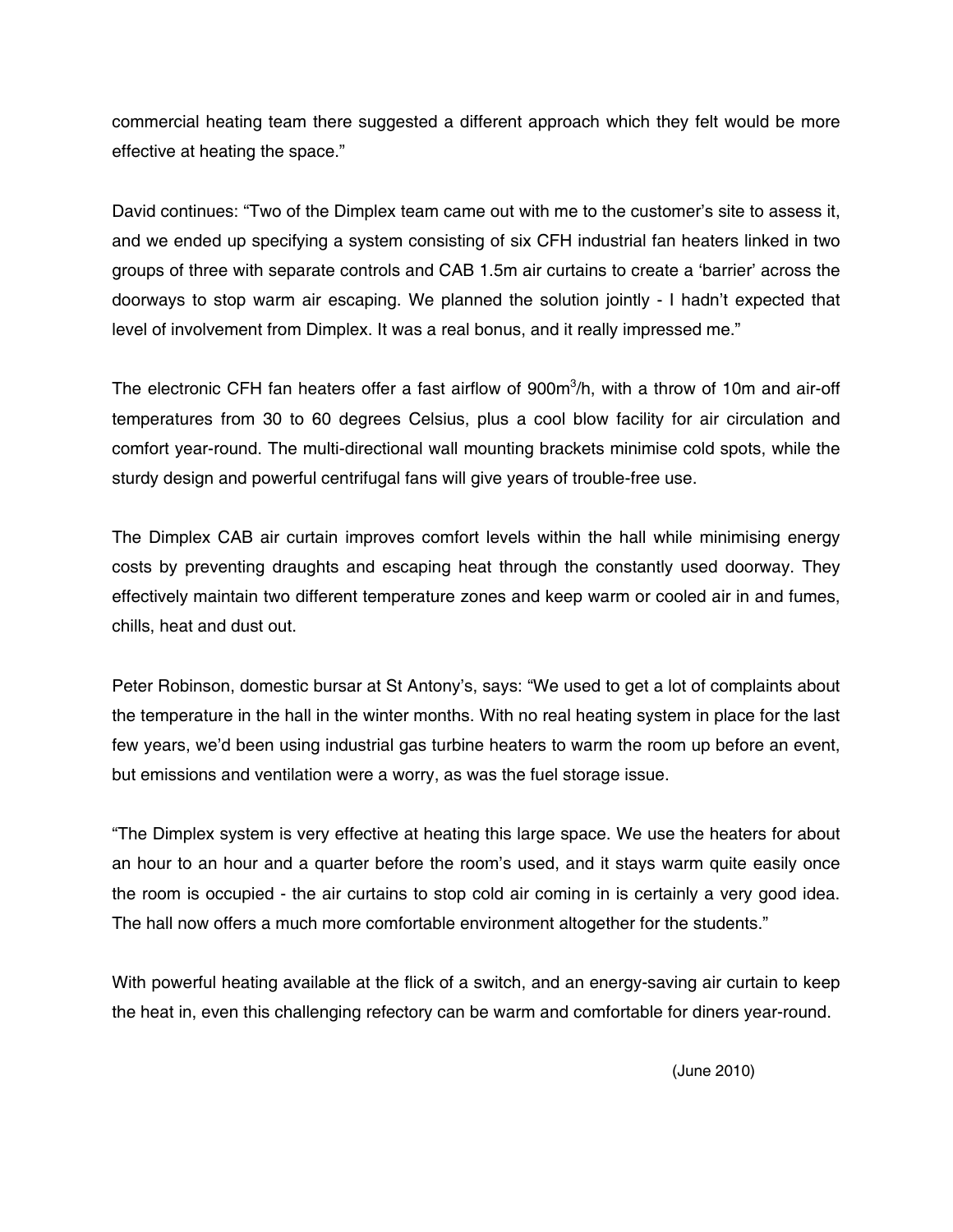commercial heating team there suggested a different approach which they felt would be more effective at heating the space."

David continues: "Two of the Dimplex team came out with me to the customer's site to assess it, and we ended up specifying a system consisting of six CFH industrial fan heaters linked in two groups of three with separate controls and CAB 1.5m air curtains to create a 'barrier' across the doorways to stop warm air escaping. We planned the solution jointly - I hadn't expected that level of involvement from Dimplex. It was a real bonus, and it really impressed me."

The electronic CFH fan heaters offer a fast airflow of $900m^3/h$, with a throw of 10m and air-off temperatures from 30 to 60 degrees Celsius, plus a cool blow facility for air circulation and comfort year-round. The multi-directional wall mounting brackets minimise cold spots, while the sturdy design and powerful centrifugal fans will give years of trouble-free use.

The Dimplex CAB air curtain improves comfort levels within the hall while minimising energy costs by preventing draughts and escaping heat through the constantly used doorway. They effectively maintain two different temperature zones and keep warm or cooled air in and fumes, chills, heat and dust out.

Peter Robinson, domestic bursar at St Antony's, says: "We used to get a lot of complaints about the temperature in the hall in the winter months. With no real heating system in place for the last few years, we'd been using industrial gas turbine heaters to warm the room up before an event, but emissions and ventilation were a worry, as was the fuel storage issue.

"The Dimplex system is very effective at heating this large space. We use the heaters for about an hour to an hour and a quarter before the room's used, and it stays warm quite easily once the room is occupied - the air curtains to stop cold air coming in is certainly a very good idea. The hall now offers a much more comfortable environment altogether for the students."

With powerful heating available at the flick of a switch, and an energy-saving air curtain to keep the heat in, even this challenging refectory can be warm and comfortable for diners year-round.

(June 2010)